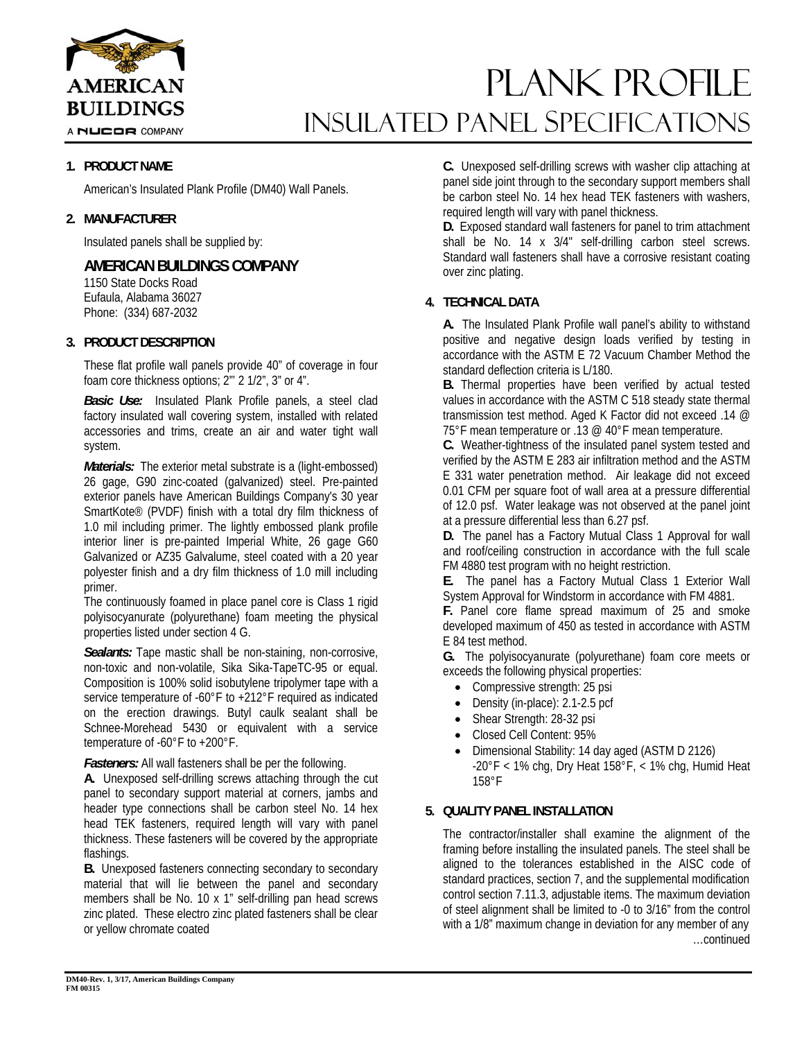# PLANK PROFILE
## INSULATED PANEL SPECIFICATIONS

### 1. PRODUCT NAME

American's Insulated Plank Profile (DM40) Wall Panels.

### 2. MANUFACTURER

Insulated panels shall be supplied by:

**AMERICAN BUILDINGS COMPANY**
1150 State Docks Road
Eufaula, Alabama 36027
Phone: (334) 687-2032

### 3. PRODUCT DESCRIPTION

These flat profile wall panels provide 40" of coverage in four foam core thickness options; 2"' 2 1/2", 3" or 4".

***Basic Use:*** Insulated Plank Profile panels, a steel clad factory insulated wall covering system, installed with related accessories and trims, create an air and water tight wall system.

***Materials:*** The exterior metal substrate is a (light-embossed) 26 gage, G90 zinc-coated (galvanized) steel. Pre-painted exterior panels have American Buildings Company's 30 year SmartKote® (PVDF) finish with a total dry film thickness of 1.0 mil including primer. The lightly embossed plank profile interior liner is pre-painted Imperial White, 26 gage G60 Galvanized or AZ35 Galvalume, steel coated with a 20 year polyester finish and a dry film thickness of 1.0 mill including primer.

The continuously foamed in place panel core is Class 1 rigid polyisocyanurate (polyurethane) foam meeting the physical properties listed under section 4 G.

***Sealants:*** Tape mastic shall be non-staining, non-corrosive, non-toxic and non-volatile, Sika Sika-TapeTC-95 or equal. Composition is 100% solid isobutylene tripolymer tape with a service temperature of -60°F to +212°F required as indicated on the erection drawings. Butyl caulk sealant shall be Schnee-Morehead 5430 or equivalent with a service temperature of -60°F to +200°F.

***Fasteners:*** All wall fasteners shall be per the following.

**A.** Unexposed self-drilling screws attaching through the cut panel to secondary support material at corners, jambs and header type connections shall be carbon steel No. 14 hex head TEK fasteners, required length will vary with panel thickness. These fasteners will be covered by the appropriate flashings.

**B.** Unexposed fasteners connecting secondary to secondary material that will lie between the panel and secondary members shall be No. 10 x 1" self-drilling pan head screws zinc plated. These electro zinc plated fasteners shall be clear or yellow chromate coated

**C.** Unexposed self-drilling screws with washer clip attaching at panel side joint through to the secondary support members shall be carbon steel No. 14 hex head TEK fasteners with washers, required length will vary with panel thickness.

**D.** Exposed standard wall fasteners for panel to trim attachment shall be No. 14 x 3/4" self-drilling carbon steel screws. Standard wall fasteners shall have a corrosive resistant coating over zinc plating.

### 4. TECHNICAL DATA

**A.** The Insulated Plank Profile wall panel's ability to withstand positive and negative design loads verified by testing in accordance with the ASTM E 72 Vacuum Chamber Method the standard deflection criteria is L/180.

**B.** Thermal properties have been verified by actual tested values in accordance with the ASTM C 518 steady state thermal transmission test method. Aged K Factor did not exceed .14 @ 75°F mean temperature or .13 @ 40°F mean temperature.

**C.** Weather-tightness of the insulated panel system tested and verified by the ASTM E 283 air infiltration method and the ASTM E 331 water penetration method. Air leakage did not exceed 0.01 CFM per square foot of wall area at a pressure differential of 12.0 psf. Water leakage was not observed at the panel joint at a pressure differential less than 6.27 psf.

**D.** The panel has a Factory Mutual Class 1 Approval for wall and roof/ceiling construction in accordance with the full scale FM 4880 test program with no height restriction.

**E.** The panel has a Factory Mutual Class 1 Exterior Wall System Approval for Windstorm in accordance with FM 4881.

**F.** Panel core flame spread maximum of 25 and smoke developed maximum of 450 as tested in accordance with ASTM E 84 test method.

**G.** The polyisocyanurate (polyurethane) foam core meets or exceeds the following physical properties:

- Compressive strength: 25 psi
- Density (in-place): 2.1-2.5 pcf
- Shear Strength: 28-32 psi
- Closed Cell Content: 95%
- Dimensional Stability: 14 day aged (ASTM D 2126) -20°F < 1% chg, Dry Heat 158°F, < 1% chg, Humid Heat 158°F

### 5. QUALITY PANEL INSTALLATION

The contractor/installer shall examine the alignment of the framing before installing the insulated panels. The steel shall be aligned to the tolerances established in the AISC code of standard practices, section 7, and the supplemental modification control section 7.11.3, adjustable items. The maximum deviation of steel alignment shall be limited to -0 to 3/16" from the control with a 1/8" maximum change in deviation for any member of any

…continued

DM40-Rev. 1, 3/17, American Buildings Company
FM 00315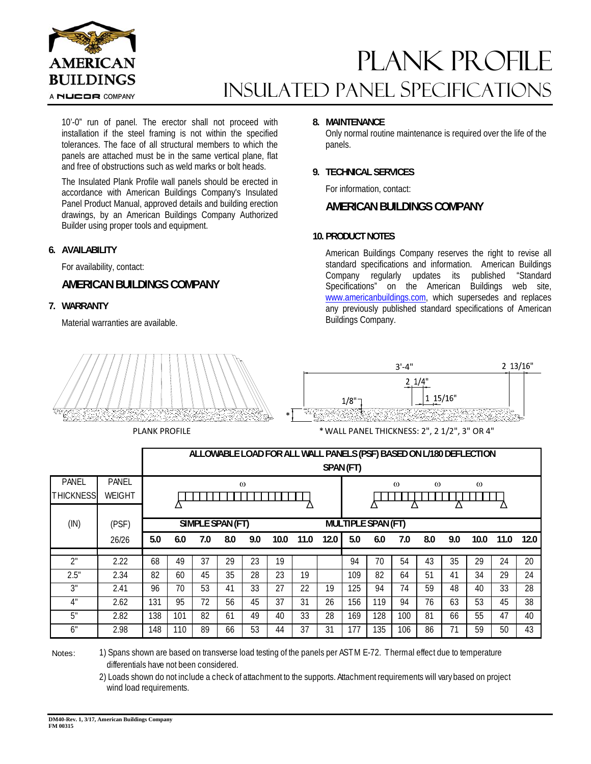# PLANK PROFILE
## INSULATED PANEL SPECIFICATIONS

10'-0" run of panel. The erector shall not proceed with installation if the steel framing is not within the specified tolerances. The face of all structural members to which the panels are attached must be in the same vertical plane, flat and free of obstructions such as weld marks or bolt heads.

The Insulated Plank Profile wall panels should be erected in accordance with American Buildings Company's Insulated Panel Product Manual, approved details and building erection drawings, by an American Buildings Company Authorized Builder using proper tools and equipment.

### 6. AVAILABILITY

For availability, contact:

**AMERICAN BUILDINGS COMPANY**

### 7. WARRANTY

Material warranties are available.

### 8. MAINTENANCE

Only normal routine maintenance is required over the life of the panels.

### 9. TECHNICAL SERVICES

For information, contact:

**AMERICAN BUILDINGS COMPANY**

### 10. PRODUCT NOTES

American Buildings Company reserves the right to revise all standard specifications and information. American Buildings Company regularly updates its published "Standard Specifications" on the American Buildings web site, www.americanbuildings.com, which supersedes and replaces any previously published standard specifications of American Buildings Company.

3'-4"
2 13/16"
2 1/4"
1/8"
1 15/16"
*

PLANK PROFILE

* WALL PANEL THICKNESS: 2", 2 1/2", 3" OR 4"

| PANEL THICKNESS (IN) | PANEL WEIGHT (PSF) 26/26 | ALLOWABLE LOAD FOR ALL WALL PANELS (PSF) BASED ON L/180 DEFLECTION — SIMPLE SPAN (FT) 5.0 | 6.0 | 7.0 | 8.0 | 9.0 | 10.0 | 11.0 | 12.0 | MULTIPLE SPAN (FT) 5.0 | 6.0 | 7.0 | 8.0 | 9.0 | 10.0 | 11.0 | 12.0 |
|---|---|---|---|---|---|---|---|---|---|---|---|---|---|---|---|---|---|
| 2" | 2.22 | 68 | 49 | 37 | 29 | 23 | 19 | | | 94 | 70 | 54 | 43 | 35 | 29 | 24 | 20 |
| 2.5" | 2.34 | 82 | 60 | 45 | 35 | 28 | 23 | 19 | | 109 | 82 | 64 | 51 | 41 | 34 | 29 | 24 |
| 3" | 2.41 | 96 | 70 | 53 | 41 | 33 | 27 | 22 | 19 | 125 | 94 | 74 | 59 | 48 | 40 | 33 | 28 |
| 4" | 2.62 | 131 | 95 | 72 | 56 | 45 | 37 | 31 | 26 | 156 | 119 | 94 | 76 | 63 | 53 | 45 | 38 |
| 5" | 2.82 | 138 | 101 | 82 | 61 | 49 | 40 | 33 | 28 | 169 | 128 | 100 | 81 | 66 | 55 | 47 | 40 |
| 6" | 2.98 | 148 | 110 | 89 | 66 | 53 | 44 | 37 | 31 | 177 | 135 | 106 | 86 | 71 | 59 | 50 | 43 |

Notes:
1) Spans shown are based on transverse load testing of the panels per ASTM E-72. Thermal effect due to temperature differentials have not been considered.
2) Loads shown do not include a check of attachment to the supports. Attachment requirements will vary based on project wind load requirements.

DM40-Rev. 1, 3/17, American Buildings Company
FM 00315